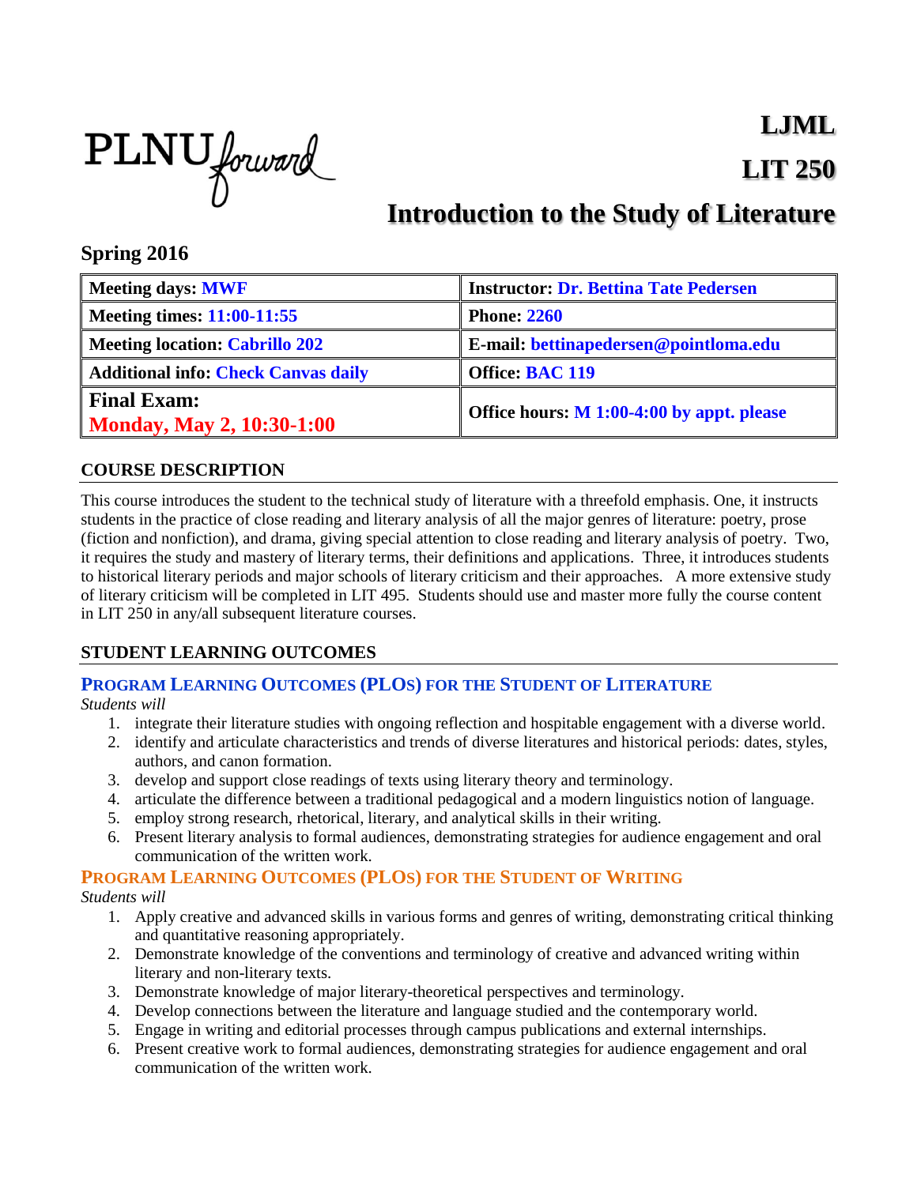PLNU forward

# LJML
# LIT 250
# Introduction to the Study of Literature

## Spring 2016

| Meeting days: MWF | Instructor: Dr. Bettina Tate Pedersen |
|---|---|
| Meeting times: 11:00-11:55 | Phone: 2260 |
| Meeting location: Cabrillo 202 | E-mail: bettinapedersen@pointloma.edu |
| Additional info: Check Canvas daily | Office: BAC 119 |
| Final Exam: Monday, May 2, 10:30-1:00 | Office hours: M 1:00-4:00 by appt. please |

## COURSE DESCRIPTION

This course introduces the student to the technical study of literature with a threefold emphasis. One, it instructs students in the practice of close reading and literary analysis of all the major genres of literature: poetry, prose (fiction and nonfiction), and drama, giving special attention to close reading and literary analysis of poetry. Two, it requires the study and mastery of literary terms, their definitions and applications. Three, it introduces students to historical literary periods and major schools of literary criticism and their approaches. A more extensive study of literary criticism will be completed in LIT 495. Students should use and master more fully the course content in LIT 250 in any/all subsequent literature courses.

## STUDENT LEARNING OUTCOMES

### Program Learning Outcomes (PLOs) for the Student of Literature

*Students will*

1. integrate their literature studies with ongoing reflection and hospitable engagement with a diverse world.
2. identify and articulate characteristics and trends of diverse literatures and historical periods: dates, styles, authors, and canon formation.
3. develop and support close readings of texts using literary theory and terminology.
4. articulate the difference between a traditional pedagogical and a modern linguistics notion of language.
5. employ strong research, rhetorical, literary, and analytical skills in their writing.
6. Present literary analysis to formal audiences, demonstrating strategies for audience engagement and oral communication of the written work.

### Program Learning Outcomes (PLOs) for the Student of Writing

*Students will*

1. Apply creative and advanced skills in various forms and genres of writing, demonstrating critical thinking and quantitative reasoning appropriately.
2. Demonstrate knowledge of the conventions and terminology of creative and advanced writing within literary and non-literary texts.
3. Demonstrate knowledge of major literary-theoretical perspectives and terminology.
4. Develop connections between the literature and language studied and the contemporary world.
5. Engage in writing and editorial processes through campus publications and external internships.
6. Present creative work to formal audiences, demonstrating strategies for audience engagement and oral communication of the written work.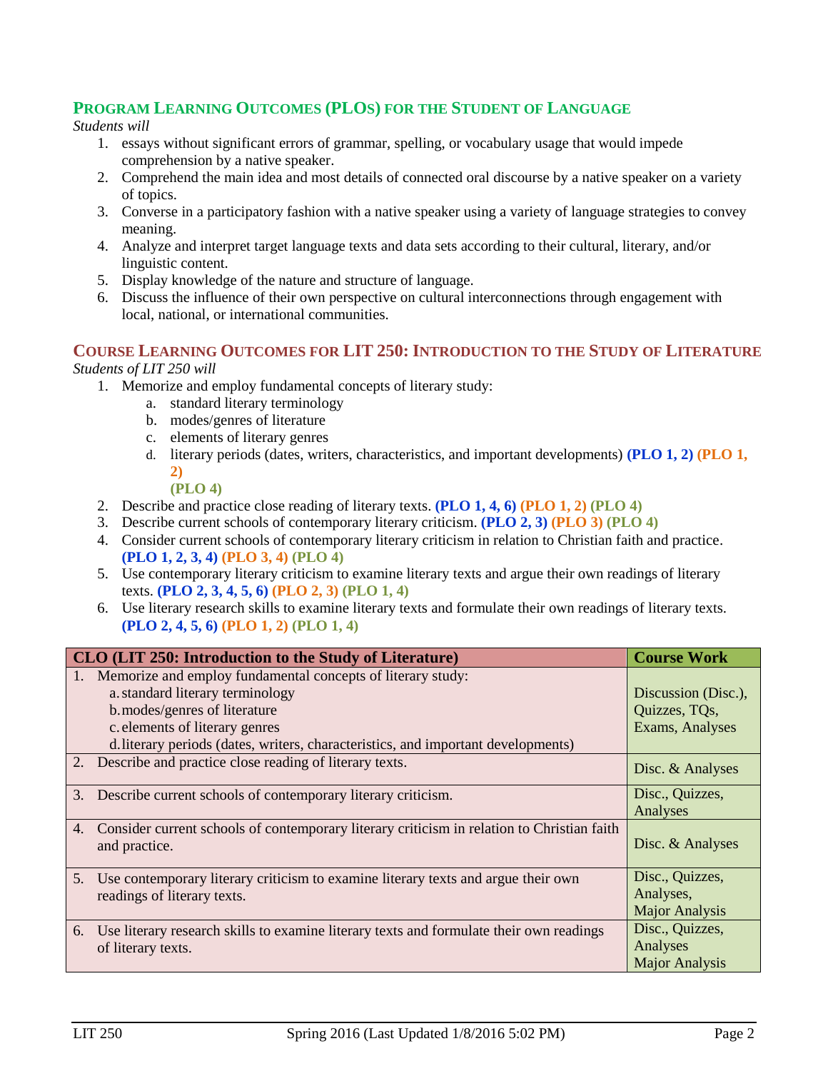## PROGRAM LEARNING OUTCOMES (PLOs) FOR THE STUDENT OF LANGUAGE

*Students will*

1. essays without significant errors of grammar, spelling, or vocabulary usage that would impede comprehension by a native speaker.
2. Comprehend the main idea and most details of connected oral discourse by a native speaker on a variety of topics.
3. Converse in a participatory fashion with a native speaker using a variety of language strategies to convey meaning.
4. Analyze and interpret target language texts and data sets according to their cultural, literary, and/or linguistic content.
5. Display knowledge of the nature and structure of language.
6. Discuss the influence of their own perspective on cultural interconnections through engagement with local, national, or international communities.

## COURSE LEARNING OUTCOMES FOR LIT 250: INTRODUCTION TO THE STUDY OF LITERATURE

*Students of LIT 250 will*

1. Memorize and employ fundamental concepts of literary study:
   a. standard literary terminology
   b. modes/genres of literature
   c. elements of literary genres
   d. literary periods (dates, writers, characteristics, and important developments) **(PLO 1, 2)** **(PLO 1, 2)** **(PLO 4)**
2. Describe and practice close reading of literary texts. **(PLO 1, 4, 6)** **(PLO 1, 2)** **(PLO 4)**
3. Describe current schools of contemporary literary criticism. **(PLO 2, 3)** **(PLO 3)** **(PLO 4)**
4. Consider current schools of contemporary literary criticism in relation to Christian faith and practice. **(PLO 1, 2, 3, 4)** **(PLO 3, 4)** **(PLO 4)**
5. Use contemporary literary criticism to examine literary texts and argue their own readings of literary texts. **(PLO 2, 3, 4, 5, 6)** **(PLO 2, 3)** **(PLO 1, 4)**
6. Use literary research skills to examine literary texts and formulate their own readings of literary texts. **(PLO 2, 4, 5, 6)** **(PLO 1, 2)** **(PLO 1, 4)**

| CLO (LIT 250: Introduction to the Study of Literature) | Course Work |
|---|---|
| 1. Memorize and employ fundamental concepts of literary study:<br>a. standard literary terminology<br>b. modes/genres of literature<br>c. elements of literary genres<br>d. literary periods (dates, writers, characteristics, and important developments) | Discussion (Disc.), Quizzes, TQs, Exams, Analyses |
| 2. Describe and practice close reading of literary texts. | Disc. & Analyses |
| 3. Describe current schools of contemporary literary criticism. | Disc., Quizzes, Analyses |
| 4. Consider current schools of contemporary literary criticism in relation to Christian faith and practice. | Disc. & Analyses |
| 5. Use contemporary literary criticism to examine literary texts and argue their own readings of literary texts. | Disc., Quizzes, Analyses, Major Analysis |
| 6. Use literary research skills to examine literary texts and formulate their own readings of literary texts. | Disc., Quizzes, Analyses Major Analysis |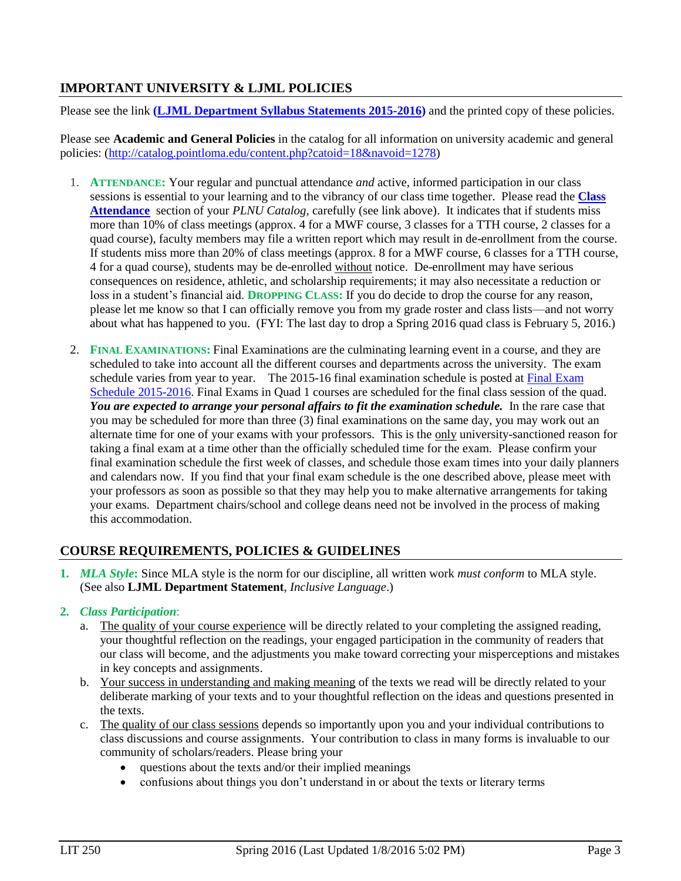## IMPORTANT UNIVERSITY & LJML POLICIES

Please see the link **(LJML Department Syllabus Statements 2015-2016)** and the printed copy of these policies.

Please see **Academic and General Policies** in the catalog for all information on university academic and general policies: (http://catalog.pointloma.edu/content.php?catoid=18&navoid=1278)

1. **ATTENDANCE:** Your regular and punctual attendance *and* active, informed participation in our class sessions is essential to your learning and to the vibrancy of our class time together. Please read the **Class Attendance** section of your *PLNU Catalog*, carefully (see link above). It indicates that if students miss more than 10% of class meetings (approx. 4 for a MWF course, 3 classes for a TTH course, 2 classes for a quad course), faculty members may file a written report which may result in de-enrollment from the course. If students miss more than 20% of class meetings (approx. 8 for a MWF course, 6 classes for a TTH course, 4 for a quad course), students may be de-enrolled without notice. De-enrollment may have serious consequences on residence, athletic, and scholarship requirements; it may also necessitate a reduction or loss in a student's financial aid. **DROPPING CLASS:** If you do decide to drop the course for any reason, please let me know so that I can officially remove you from my grade roster and class lists—and not worry about what has happened to you. (FYI: The last day to drop a Spring 2016 quad class is February 5, 2016.)

2. **FINAL EXAMINATIONS:** Final Examinations are the culminating learning event in a course, and they are scheduled to take into account all the different courses and departments across the university. The exam schedule varies from year to year. The 2015-16 final examination schedule is posted at Final Exam Schedule 2015-2016. Final Exams in Quad 1 courses are scheduled for the final class session of the quad. ***You are expected to arrange your personal affairs to fit the examination schedule.*** In the rare case that you may be scheduled for more than three (3) final examinations on the same day, you may work out an alternate time for one of your exams with your professors. This is the only university-sanctioned reason for taking a final exam at a time other than the officially scheduled time for the exam. Please confirm your final examination schedule the first week of classes, and schedule those exam times into your daily planners and calendars now. If you find that your final exam schedule is the one described above, please meet with your professors as soon as possible so that they may help you to make alternative arrangements for taking your exams. Department chairs/school and college deans need not be involved in the process of making this accommodation.

## COURSE REQUIREMENTS, POLICIES & GUIDELINES

1. ***MLA Style*:** Since MLA style is the norm for our discipline, all written work *must conform* to MLA style. (See also **LJML Department Statement**, *Inclusive Language*.)

2. ***Class Participation***:
   a. The quality of your course experience will be directly related to your completing the assigned reading, your thoughtful reflection on the readings, your engaged participation in the community of readers that our class will become, and the adjustments you make toward correcting your misperceptions and mistakes in key concepts and assignments.
   b. Your success in understanding and making meaning of the texts we read will be directly related to your deliberate marking of your texts and to your thoughtful reflection on the ideas and questions presented in the texts.
   c. The quality of our class sessions depends so importantly upon you and your individual contributions to class discussions and course assignments. Your contribution to class in many forms is invaluable to our community of scholars/readers. Please bring your
      - questions about the texts and/or their implied meanings
      - confusions about things you don't understand in or about the texts or literary terms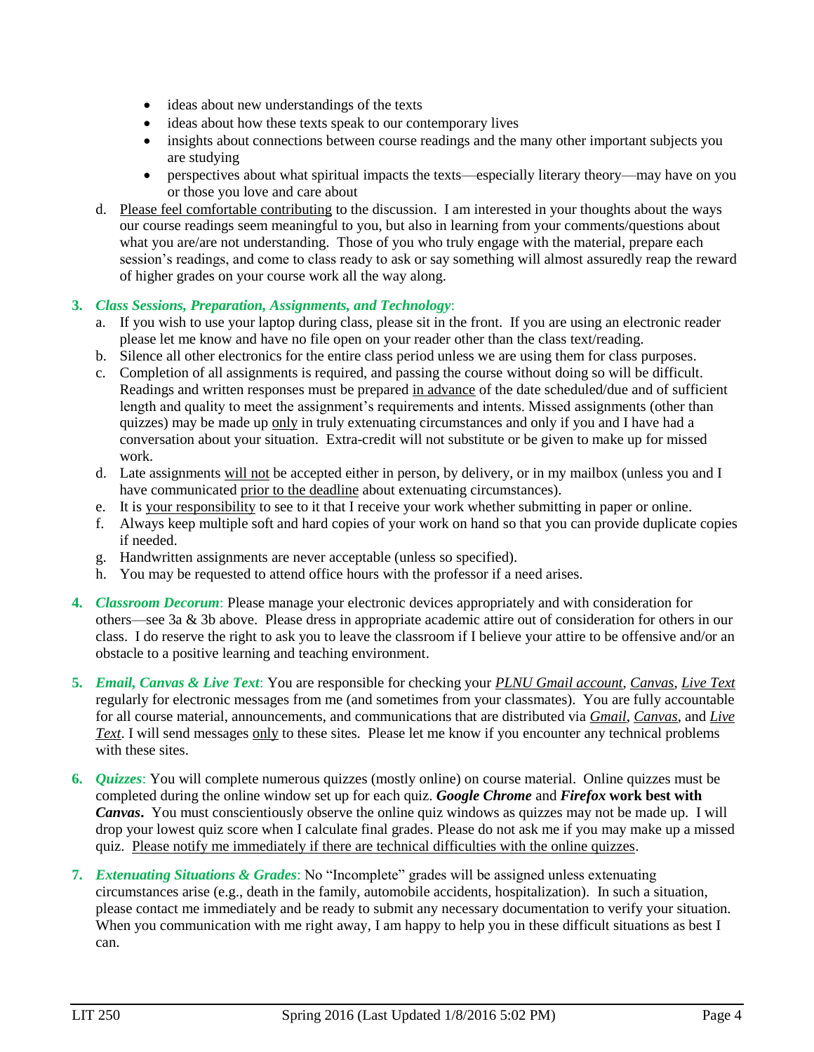- ideas about new understandings of the texts
- ideas about how these texts speak to our contemporary lives
- insights about connections between course readings and the many other important subjects you are studying
- perspectives about what spiritual impacts the texts—especially literary theory—may have on you or those you love and care about

d. Please feel comfortable contributing to the discussion. I am interested in your thoughts about the ways our course readings seem meaningful to you, but also in learning from your comments/questions about what you are/are not understanding. Those of you who truly engage with the material, prepare each session's readings, and come to class ready to ask or say something will almost assuredly reap the reward of higher grades on your course work all the way along.

**3.** ***Class Sessions, Preparation, Assignments, and Technology***:

a. If you wish to use your laptop during class, please sit in the front. If you are using an electronic reader please let me know and have no file open on your reader other than the class text/reading.

b. Silence all other electronics for the entire class period unless we are using them for class purposes.

c. Completion of all assignments is required, and passing the course without doing so will be difficult. Readings and written responses must be prepared in advance of the date scheduled/due and of sufficient length and quality to meet the assignment's requirements and intents. Missed assignments (other than quizzes) may be made up only in truly extenuating circumstances and only if you and I have had a conversation about your situation. Extra-credit will not substitute or be given to make up for missed work.

d. Late assignments will not be accepted either in person, by delivery, or in my mailbox (unless you and I have communicated prior to the deadline about extenuating circumstances).

e. It is your responsibility to see to it that I receive your work whether submitting in paper or online.

f. Always keep multiple soft and hard copies of your work on hand so that you can provide duplicate copies if needed.

g. Handwritten assignments are never acceptable (unless so specified).

h. You may be requested to attend office hours with the professor if a need arises.

**4.** ***Classroom Decorum***: Please manage your electronic devices appropriately and with consideration for others—see 3a & 3b above. Please dress in appropriate academic attire out of consideration for others in our class. I do reserve the right to ask you to leave the classroom if I believe your attire to be offensive and/or an obstacle to a positive learning and teaching environment.

**5.** ***Email, Canvas & Live Text***: You are responsible for checking your *PLNU Gmail account*, *Canvas*, *Live Text* regularly for electronic messages from me (and sometimes from your classmates). You are fully accountable for all course material, announcements, and communications that are distributed via *Gmail*, *Canvas*, and *Live Text*. I will send messages only to these sites. Please let me know if you encounter any technical problems with these sites.

**6.** ***Quizzes***: You will complete numerous quizzes (mostly online) on course material. Online quizzes must be completed during the online window set up for each quiz. ***Google Chrome*** **and** ***Firefox*** **work best with** ***Canvas*****.** You must conscientiously observe the online quiz windows as quizzes may not be made up. I will drop your lowest quiz score when I calculate final grades. Please do not ask me if you may make up a missed quiz. Please notify me immediately if there are technical difficulties with the online quizzes.

**7.** ***Extenuating Situations & Grades***: No "Incomplete" grades will be assigned unless extenuating circumstances arise (e.g., death in the family, automobile accidents, hospitalization). In such a situation, please contact me immediately and be ready to submit any necessary documentation to verify your situation. When you communication with me right away, I am happy to help you in these difficult situations as best I can.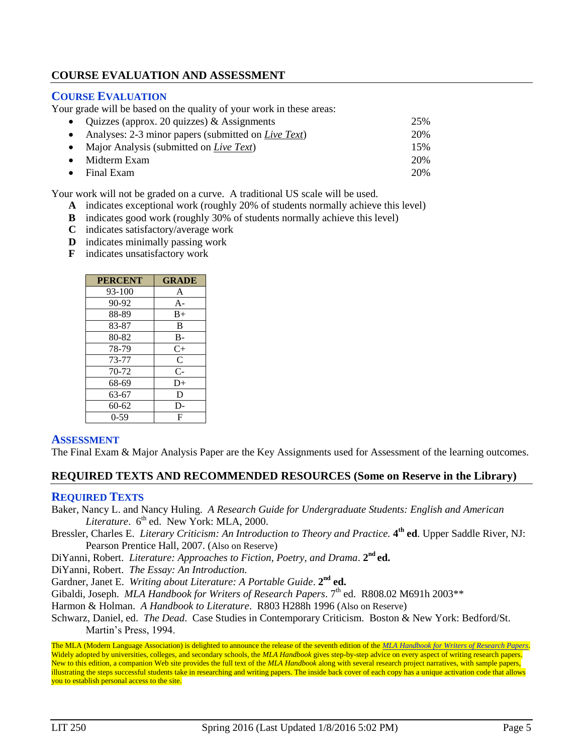## COURSE EVALUATION AND ASSESSMENT

### COURSE EVALUATION

Your grade will be based on the quality of your work in these areas:

- Quizzes (approx. 20 quizzes) & Assignments 25%
- Analyses: 2-3 minor papers (submitted on *Live Text*) 20%
- Major Analysis (submitted on *Live Text*) 15%
- Midterm Exam 20%
- Final Exam 20%

Your work will not be graded on a curve. A traditional US scale will be used.

- **A** indicates exceptional work (roughly 20% of students normally achieve this level)
- **B** indicates good work (roughly 30% of students normally achieve this level)
- **C** indicates satisfactory/average work
- **D** indicates minimally passing work
- **F** indicates unsatisfactory work

| PERCENT | GRADE |
|---|---|
| 93-100 | A |
| 90-92 | A- |
| 88-89 | B+ |
| 83-87 | B |
| 80-82 | B- |
| 78-79 | C+ |
| 73-77 | C |
| 70-72 | C- |
| 68-69 | D+ |
| 63-67 | D |
| 60-62 | D- |
| 0-59 | F |

### ASSESSMENT

The Final Exam & Major Analysis Paper are the Key Assignments used for Assessment of the learning outcomes.

## REQUIRED TEXTS AND RECOMMENDED RESOURCES (Some on Reserve in the Library)

### REQUIRED TEXTS

Baker, Nancy L. and Nancy Huling. *A Research Guide for Undergraduate Students: English and American Literature*. 6th ed. New York: MLA, 2000.

Bressler, Charles E. *Literary Criticism: An Introduction to Theory and Practice.* **4th ed**. Upper Saddle River, NJ: Pearson Prentice Hall, 2007. (Also on Reserve)

DiYanni, Robert. *Literature: Approaches to Fiction, Poetry, and Drama*. **2nd ed.**

DiYanni, Robert. *The Essay: An Introduction.*

Gardner, Janet E. *Writing about Literature: A Portable Guide*. **2nd ed.**

Gibaldi, Joseph. *MLA Handbook for Writers of Research Papers*. 7th ed. R808.02 M691h 2003**

Harmon & Holman. *A Handbook to Literature*. R803 H288h 1996 (Also on Reserve)

Schwarz, Daniel, ed. *The Dead*. Case Studies in Contemporary Criticism. Boston & New York: Bedford/St. Martin's Press, 1994.

The MLA (Modern Language Association) is delighted to announce the release of the seventh edition of the *MLA Handbook for Writers of Research Papers*. Widely adopted by universities, colleges, and secondary schools, the *MLA Handbook* gives step-by-step advice on every aspect of writing research papers. New to this edition, a companion Web site provides the full text of the *MLA Handbook* along with several research project narratives, with sample papers, illustrating the steps successful students take in researching and writing papers. The inside back cover of each copy has a unique activation code that allows you to establish personal access to the site.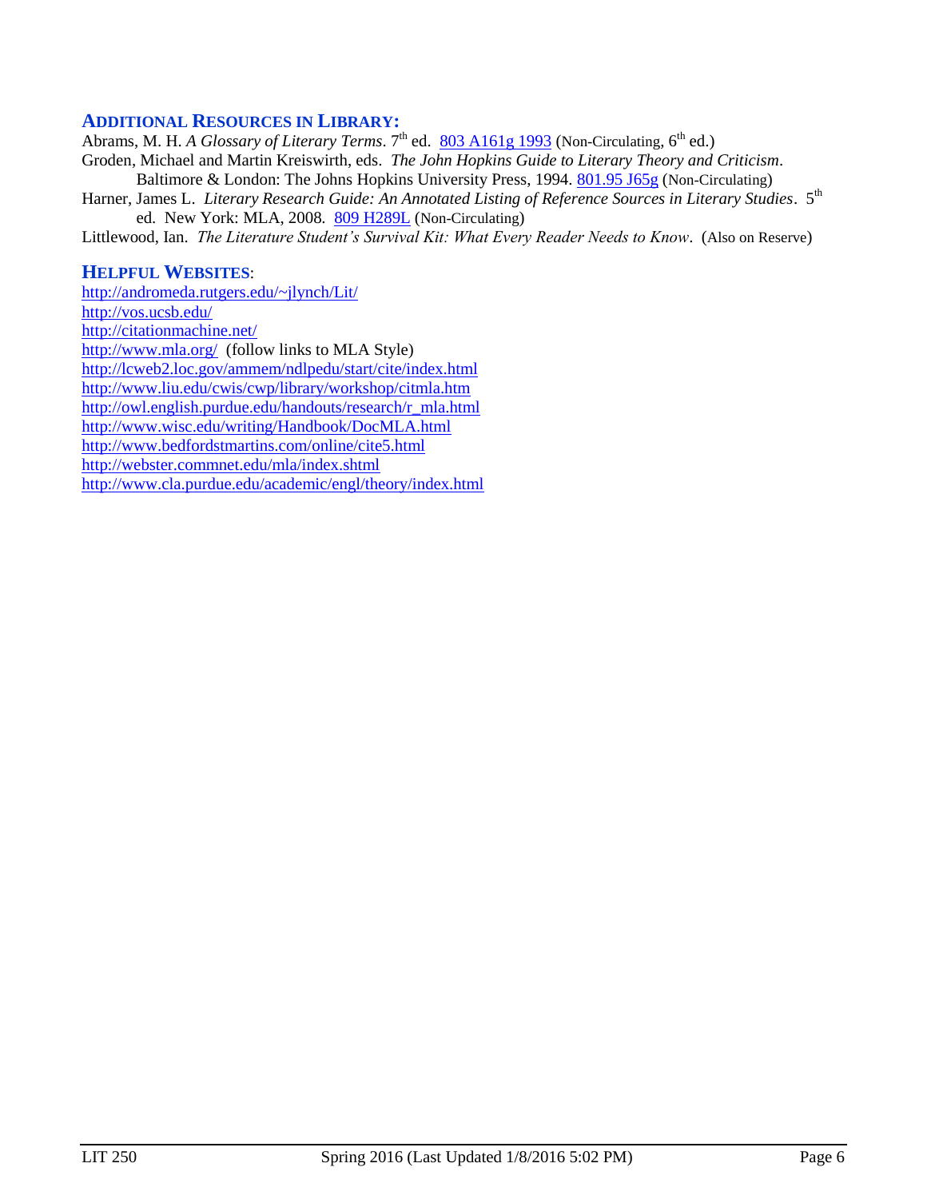## ADDITIONAL RESOURCES IN LIBRARY:

Abrams, M. H. *A Glossary of Literary Terms*. 7th ed. 803 A161g 1993 (Non-Circulating, 6th ed.)

Groden, Michael and Martin Kreiswirth, eds. *The John Hopkins Guide to Literary Theory and Criticism*. Baltimore & London: The Johns Hopkins University Press, 1994. 801.95 J65g (Non-Circulating)

Harner, James L. *Literary Research Guide: An Annotated Listing of Reference Sources in Literary Studies*. 5th ed. New York: MLA, 2008. 809 H289L (Non-Circulating)

Littlewood, Ian. *The Literature Student's Survival Kit: What Every Reader Needs to Know*. (Also on Reserve)

## HELPFUL WEBSITES:

http://andromeda.rutgers.edu/~jlynch/Lit/
http://vos.ucsb.edu/
http://citationmachine.net/
http://www.mla.org/ (follow links to MLA Style)
http://lcweb2.loc.gov/ammem/ndlpedu/start/cite/index.html
http://www.liu.edu/cwis/cwp/library/workshop/citmla.htm
http://owl.english.purdue.edu/handouts/research/r_mla.html
http://www.wisc.edu/writing/Handbook/DocMLA.html
http://www.bedfordstmartins.com/online/cite5.html
http://webster.commnet.edu/mla/index.shtml
http://www.cla.purdue.edu/academic/engl/theory/index.html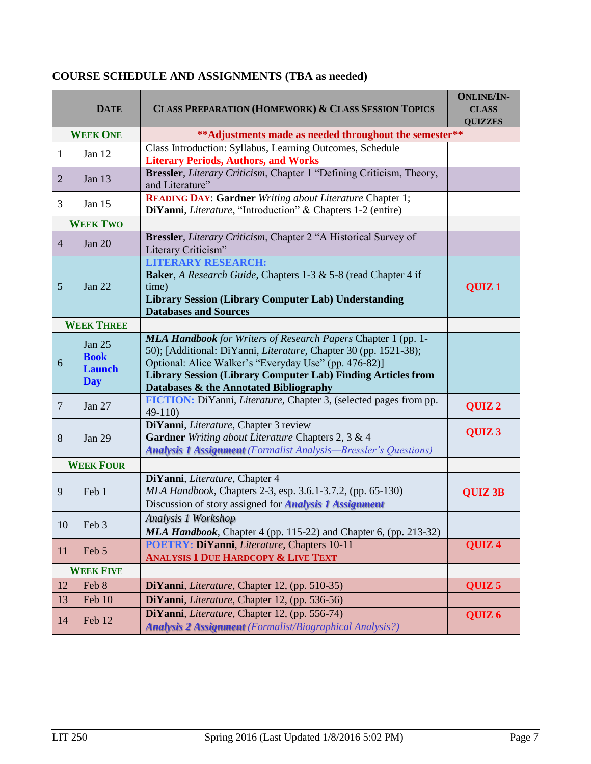## COURSE SCHEDULE AND ASSIGNMENTS (TBA as needed)

| | Date | Class Preparation (Homework) & Class Session Topics | Online/In-Class Quizzes |
|---|---|---|---|
| **Week One** | | **\*\*Adjustments made as needed throughout the semester\*\*** | |
| 1 | Jan 12 | Class Introduction: Syllabus, Learning Outcomes, Schedule<br>**Literary Periods, Authors, and Works** | |
| 2 | Jan 13 | **Bressler**, *Literary Criticism*, Chapter 1 "Defining Criticism, Theory, and Literature" | |
| 3 | Jan 15 | **Reading Day**: **Gardner** *Writing about Literature* Chapter 1; **DiYanni**, *Literature*, "Introduction" & Chapters 1-2 (entire) | |
| **Week Two** | | | |
| 4 | Jan 20 | **Bressler**, *Literary Criticism*, Chapter 2 "A Historical Survey of Literary Criticism" | |
| 5 | Jan 22 | **LITERARY RESEARCH:**<br>**Baker**, *A Research Guide*, Chapters 1-3 & 5-8 (read Chapter 4 if time)<br>**Library Session (Library Computer Lab) Understanding Databases and Sources** | **QUIZ 1** |
| **Week Three** | | | |
| 6 | Jan 25 **Book Launch Day** | ***MLA Handbook*** *for Writers of Research Papers* Chapter 1 (pp. 1-50); [Additional: DiYanni, *Literature*, Chapter 30 (pp. 1521-38); Optional: Alice Walker's "Everyday Use" (pp. 476-82)]<br>**Library Session (Library Computer Lab) Finding Articles from Databases & the Annotated Bibliography** | |
| 7 | Jan 27 | **FICTION:** DiYanni, *Literature*, Chapter 3, (selected pages from pp. 49-110) | **QUIZ 2** |
| 8 | Jan 29 | **DiYanni**, *Literature*, Chapter 3 review<br>**Gardner** *Writing about Literature* Chapters 2, 3 & 4<br>***Analysis 1 Assignment*** *(Formalist Analysis—Bressler's Questions)* | **QUIZ 3** |
| **Week Four** | | | |
| 9 | Feb 1 | **DiYanni**, *Literature*, Chapter 4<br>*MLA Handbook*, Chapters 2-3, esp. 3.6.1-3.7.2, (pp. 65-130)<br>Discussion of story assigned for ***Analysis 1 Assignment*** | **QUIZ 3B** |
| 10 | Feb 3 | *Analysis 1 Workshop*<br>***MLA Handbook***, Chapter 4 (pp. 115-22) and Chapter 6, (pp. 213-32) | |
| 11 | Feb 5 | **POETRY: DiYanni**, *Literature*, Chapters 10-11<br>**Analysis 1 Due Hardcopy & Live Text** | **QUIZ 4** |
| **Week Five** | | | |
| 12 | Feb 8 | **DiYanni**, *Literature*, Chapter 12, (pp. 510-35) | **QUIZ 5** |
| 13 | Feb 10 | **DiYanni**, *Literature*, Chapter 12, (pp. 536-56) | |
| 14 | Feb 12 | **DiYanni**, *Literature*, Chapter 12, (pp. 556-74)<br>***Analysis 2 Assignment*** *(Formalist/Biographical Analysis?)* | **QUIZ 6** |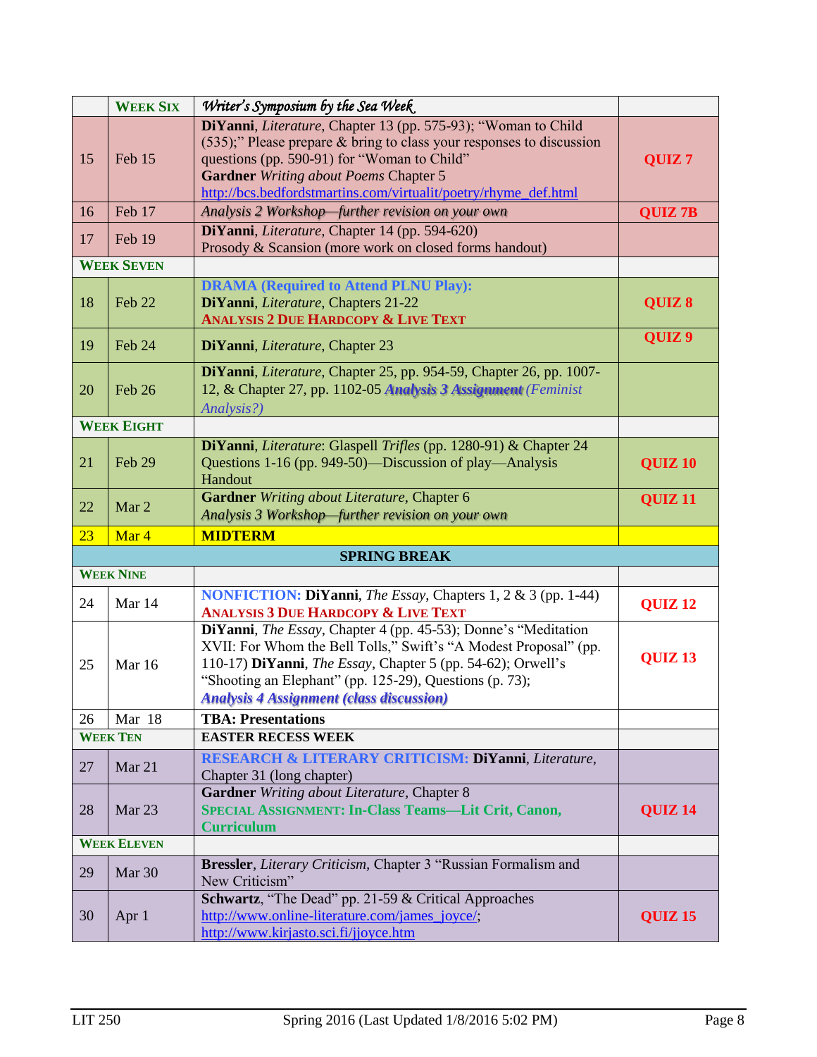| | WEEK SIX | *Writer's Symposium by the Sea Week* | |
|---|---|---|---|
| 15 | Feb 15 | **DiYanni**, *Literature*, Chapter 13 (pp. 575-93); "Woman to Child (535);" Please prepare & bring to class your responses to discussion questions (pp. 590-91) for "Woman to Child" **Gardner** *Writing about Poems* Chapter 5 http://bcs.bedfordstmartins.com/virtualit/poetry/rhyme_def.html | **QUIZ 7** |
| 16 | Feb 17 | *Analysis 2 Workshop—further revision on your own* | **QUIZ 7B** |
| 17 | Feb 19 | **DiYanni**, *Literature*, Chapter 14 (pp. 594-620) Prosody & Scansion (more work on closed forms handout) | |
| WEEK SEVEN | | | |
| 18 | Feb 22 | **DRAMA (Required to Attend PLNU Play):** **DiYanni**, *Literature*, Chapters 21-22 **ANALYSIS 2 DUE HARDCOPY & LIVE TEXT** | **QUIZ 8** |
| 19 | Feb 24 | **DiYanni**, *Literature*, Chapter 23 | **QUIZ 9** |
| 20 | Feb 26 | **DiYanni**, *Literature*, Chapter 25, pp. 954-59, Chapter 26, pp. 1007-12, & Chapter 27, pp. 1102-05 ***Analysis 3 Assignment*** *(Feminist Analysis?)* | |
| WEEK EIGHT | | | |
| 21 | Feb 29 | **DiYanni**, *Literature*: Glaspell *Trifles* (pp. 1280-91) & Chapter 24 Questions 1-16 (pp. 949-50)—Discussion of play—Analysis Handout | **QUIZ 10** |
| 22 | Mar 2 | **Gardner** *Writing about Literature*, Chapter 6 *Analysis 3 Workshop—further revision on your own* | **QUIZ 11** |
| 23 | Mar 4 | **MIDTERM** | |
| | | **SPRING BREAK** | |
| WEEK NINE | | | |
| 24 | Mar 14 | **NONFICTION: DiYanni**, *The Essay*, Chapters 1, 2 & 3 (pp. 1-44) **ANALYSIS 3 DUE HARDCOPY & LIVE TEXT** | **QUIZ 12** |
| 25 | Mar 16 | **DiYanni**, *The Essay*, Chapter 4 (pp. 45-53); Donne's "Meditation XVII: For Whom the Bell Tolls," Swift's "A Modest Proposal" (pp. 110-17) **DiYanni**, *The Essay*, Chapter 5 (pp. 54-62); Orwell's "Shooting an Elephant" (pp. 125-29), Questions (p. 73); ***Analysis 4 Assignment (class discussion)*** | **QUIZ 13** |
| 26 | Mar 18 | **TBA: Presentations** | |
| WEEK TEN | | **EASTER RECESS WEEK** | |
| 27 | Mar 21 | **RESEARCH & LITERARY CRITICISM: DiYanni**, *Literature*, Chapter 31 (long chapter) | |
| 28 | Mar 23 | **Gardner** *Writing about Literature*, Chapter 8 **SPECIAL ASSIGNMENT: In-Class Teams—Lit Crit, Canon, Curriculum** | **QUIZ 14** |
| WEEK ELEVEN | | | |
| 29 | Mar 30 | **Bressler**, *Literary Criticism*, Chapter 3 "Russian Formalism and New Criticism" | |
| 30 | Apr 1 | **Schwartz**, "The Dead" pp. 21-59 & Critical Approaches http://www.online-literature.com/james_joyce/; http://www.kirjasto.sci.fi/jjoyce.htm | **QUIZ 15** |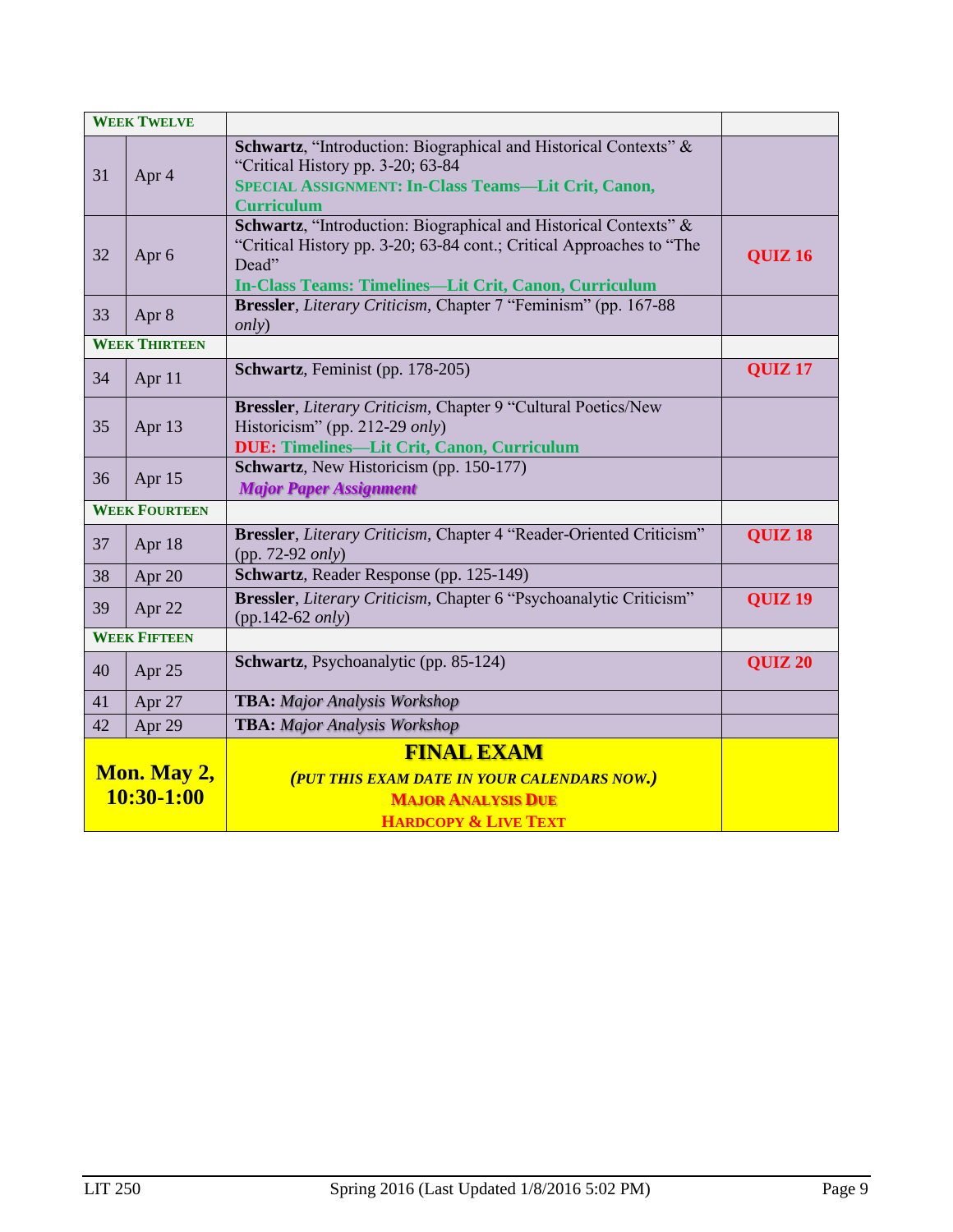| | | | |
|---|---|---|---|
| **WEEK TWELVE** | | | |
| 31 | Apr 4 | **Schwartz**, "Introduction: Biographical and Historical Contexts" & "Critical History pp. 3-20; 63-84<br>**SPECIAL ASSIGNMENT: In-Class Teams—Lit Crit, Canon, Curriculum** | |
| 32 | Apr 6 | **Schwartz**, "Introduction: Biographical and Historical Contexts" & "Critical History pp. 3-20; 63-84 cont.; Critical Approaches to "The Dead"<br>**In-Class Teams: Timelines—Lit Crit, Canon, Curriculum** | **QUIZ 16** |
| 33 | Apr 8 | **Bressler**, *Literary Criticism*, Chapter 7 "Feminism" (pp. 167-88 *only*) | |
| **WEEK THIRTEEN** | | | |
| 34 | Apr 11 | **Schwartz**, Feminist (pp. 178-205) | **QUIZ 17** |
| 35 | Apr 13 | **Bressler**, *Literary Criticism*, Chapter 9 "Cultural Poetics/New Historicism" (pp. 212-29 *only*)<br>**DUE: Timelines—Lit Crit, Canon, Curriculum** | |
| 36 | Apr 15 | **Schwartz**, New Historicism (pp. 150-177)<br>***Major Paper Assignment*** | |
| **WEEK FOURTEEN** | | | |
| 37 | Apr 18 | **Bressler**, *Literary Criticism*, Chapter 4 "Reader-Oriented Criticism" (pp. 72-92 *only*) | **QUIZ 18** |
| 38 | Apr 20 | **Schwartz**, Reader Response (pp. 125-149) | |
| 39 | Apr 22 | **Bressler**, *Literary Criticism*, Chapter 6 "Psychoanalytic Criticism" (pp.142-62 *only*) | **QUIZ 19** |
| **WEEK FIFTEEN** | | | |
| 40 | Apr 25 | **Schwartz**, Psychoanalytic (pp. 85-124) | **QUIZ 20** |
| 41 | Apr 27 | **TBA:** *Major Analysis Workshop* | |
| 42 | Apr 29 | **TBA:** *Major Analysis Workshop* | |
| **Mon. May 2, 10:30-1:00** | | **FINAL EXAM**<br>***(PUT THIS EXAM DATE IN YOUR CALENDARS NOW.)***<br>**MAJOR ANALYSIS DUE**<br>**HARDCOPY & LIVE TEXT** | |